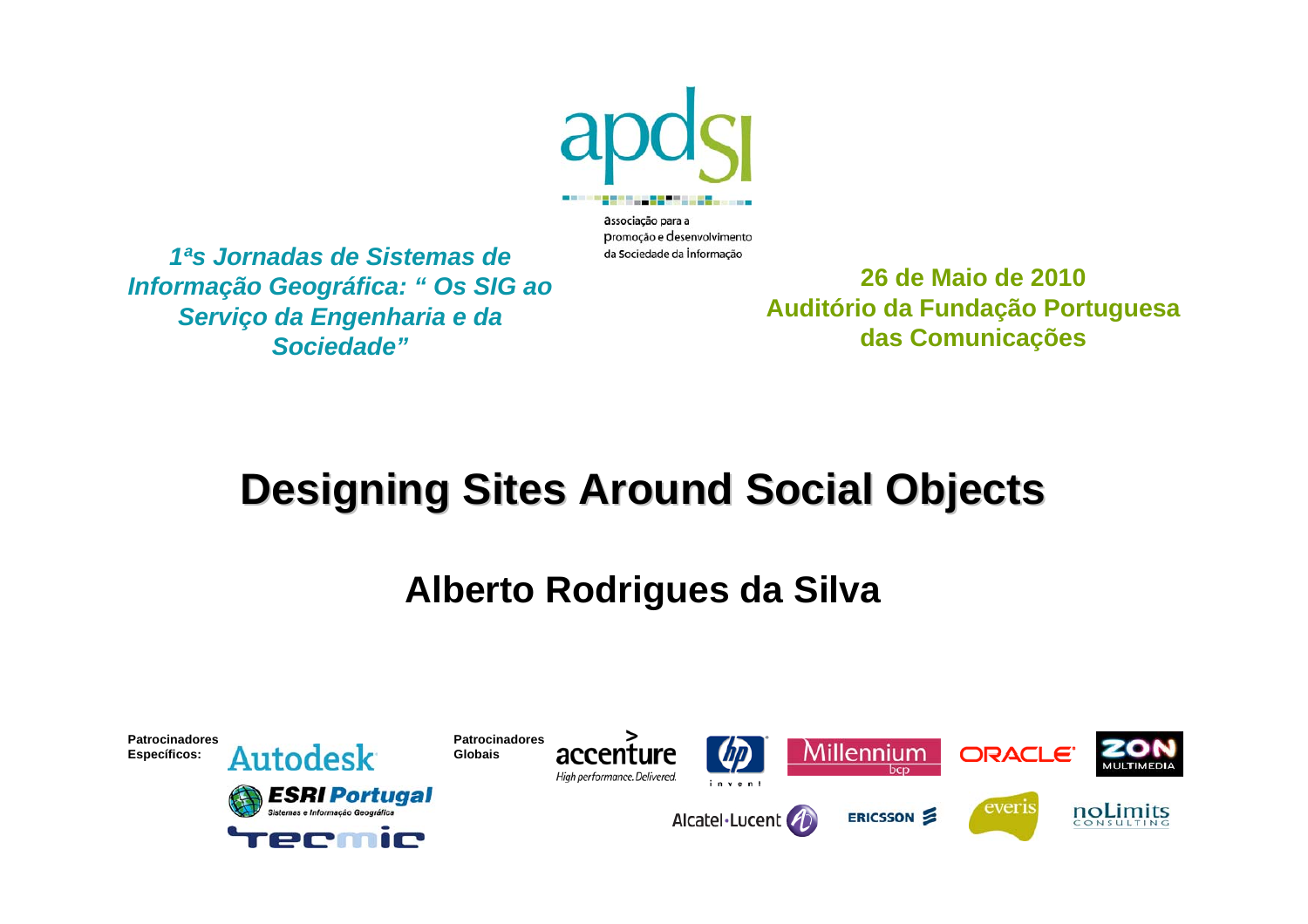apdsi

associação para a
promoção e desenvolvimento
da Sociedade da Informação

*1ªs Jornadas de Sistemas de Informação Geográfica: " Os SIG ao Serviço da Engenharia e da Sociedade"*

**26 de Maio de 2010**
**Auditório da Fundação Portuguesa das Comunicações**

# Designing Sites Around Social Objects

## Alberto Rodrigues da Silva

**Patrocinadores Específicos:** Autodesk, ESRI Portugal (Sistemas e Informação Geográfica), Tecmic

**Patrocinadores Globais:** accenture (High performance. Delivered.), hp (invent), Millennium bcp, ORACLE, ZON MULTIMEDIA, Alcatel·Lucent, ERICSSON, everis, noLimits CONSULTING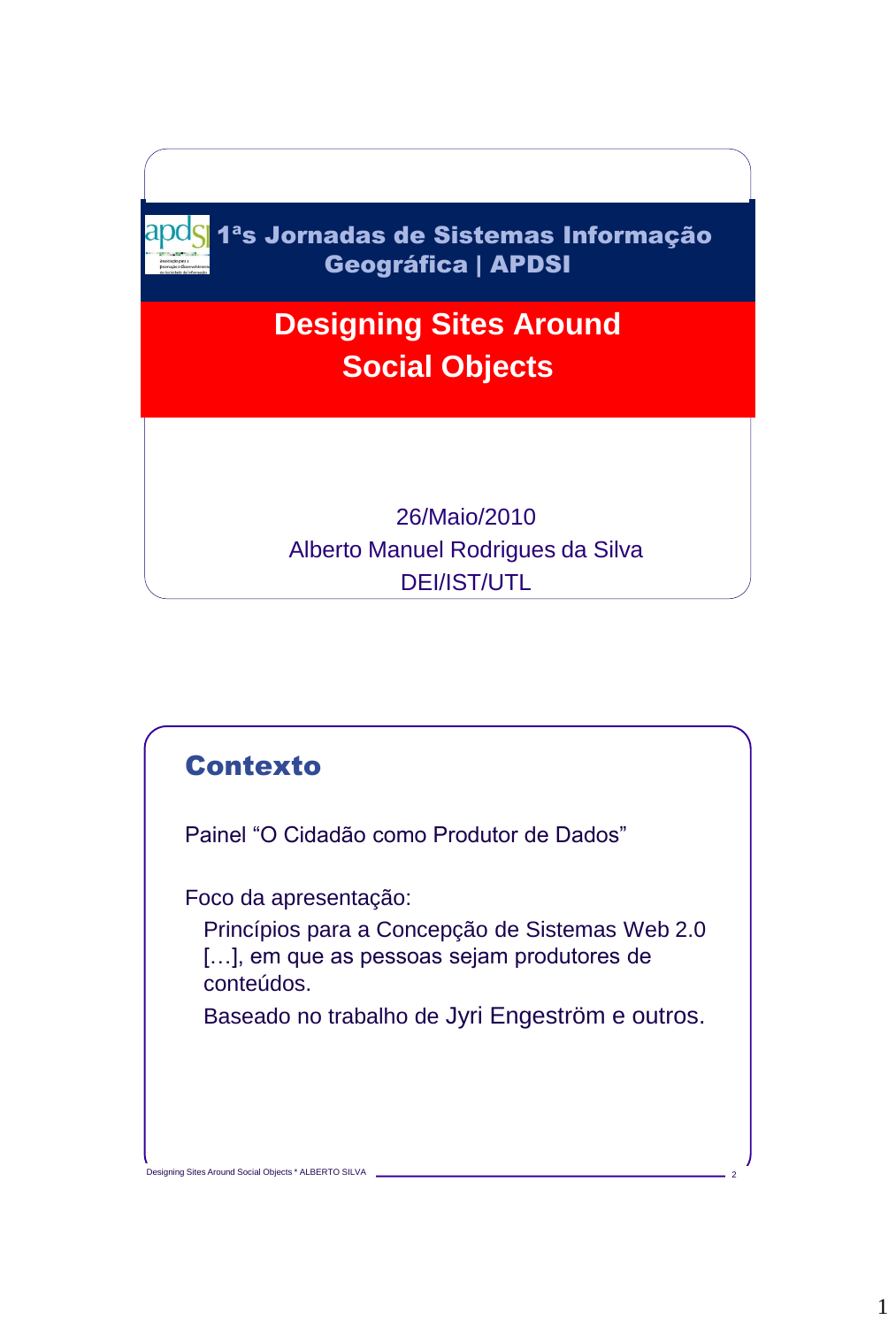## 1ªs Jornadas de Sistemas Informação Geográfica | APDSI

# Designing Sites Around Social Objects

26/Maio/2010

Alberto Manuel Rodrigues da Silva

DEI/IST/UTL

## Contexto

Painel "O Cidadão como Produtor de Dados"

Foco da apresentação:

- Princípios para a Concepção de Sistemas Web 2.0 […], em que as pessoas sejam produtores de conteúdos.
- Baseado no trabalho de Jyri Engeström e outros.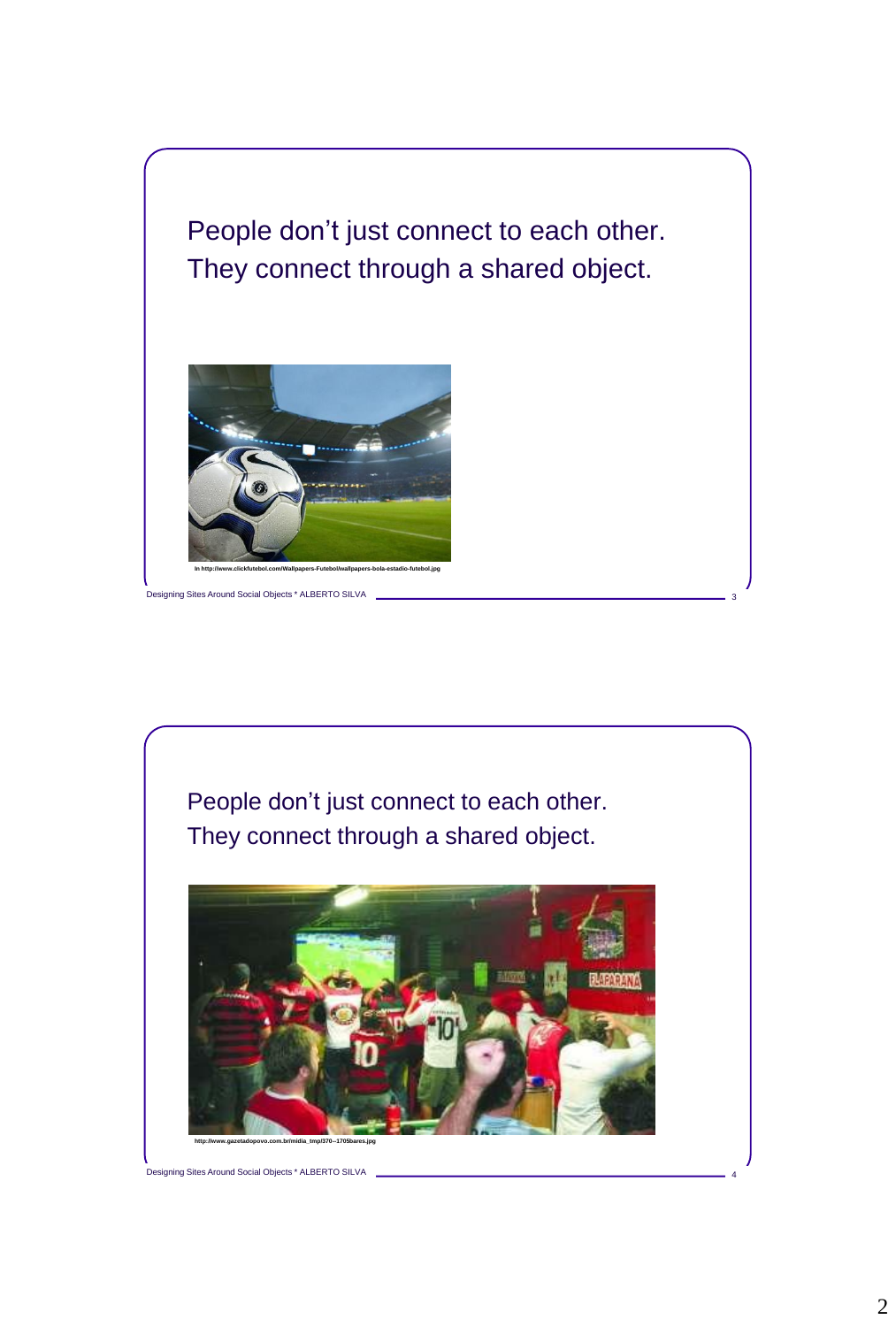People don't just connect to each other.
They connect through a shared object.

In http://www.clickfutebol.com/Wallpapers-Futebol/wallpapers-bola-estadio-futebol.jpg

People don't just connect to each other.
They connect through a shared object.

http://www.gazetadopovo.com.br/midia_tmp/370--1705bares.jpg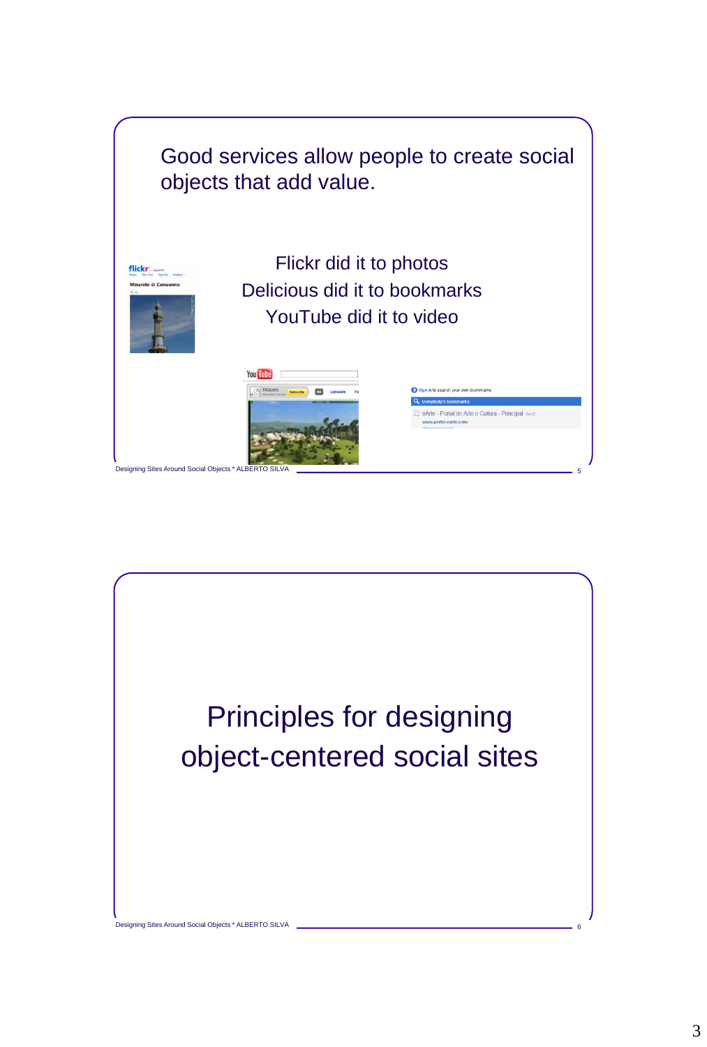Good services allow people to create social objects that add value.

Flickr did it to photos
Delicious did it to bookmarks
YouTube did it to video

# Principles for designing object-centered social sites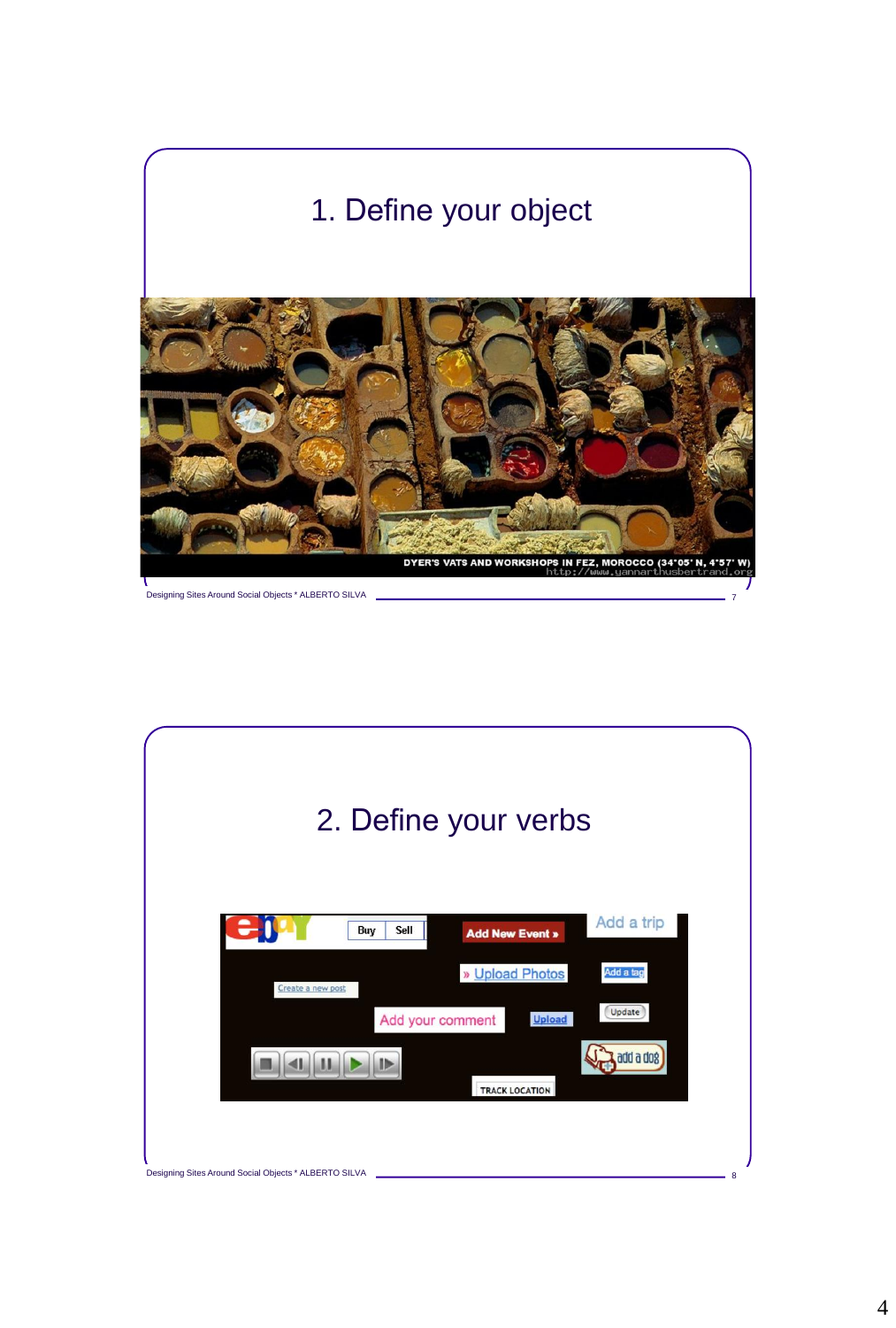# 1. Define your object

DYER'S VATS AND WORKSHOPS IN FEZ, MOROCCO (34°05' N, 4°57' W)
http://www.yannarthusbertrand.org

# 2. Define your verbs

Buy Sell

Add New Event »

Add a trip

» Upload Photos

Add a tag

Create a new post

Add your comment

Upload

Update

add a dog

TRACK LOCATION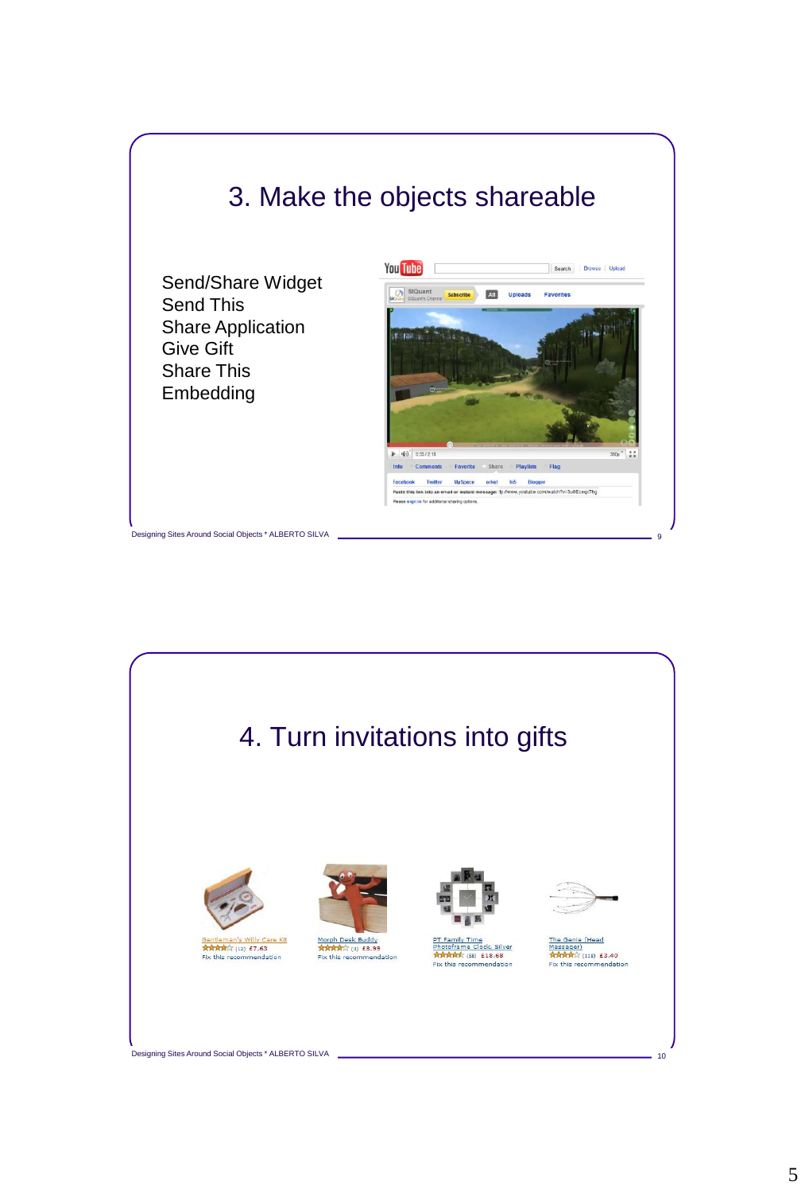# 3. Make the objects shareable

- Send/Share Widget
- Send This
- Share Application
- Give Gift
- Share This
- Embedding

# 4. Turn invitations into gifts

Gentleman's Willy Care Kit (12) £7.63 Fix this recommendation

Morph Desk Buddy (4) £8.99 Fix this recommendation

PT Family Time Photoframe Clock, Silver (58) £18.68 Fix this recommendation

The Genie (Head Massager) (118) £3.40 Fix this recommendation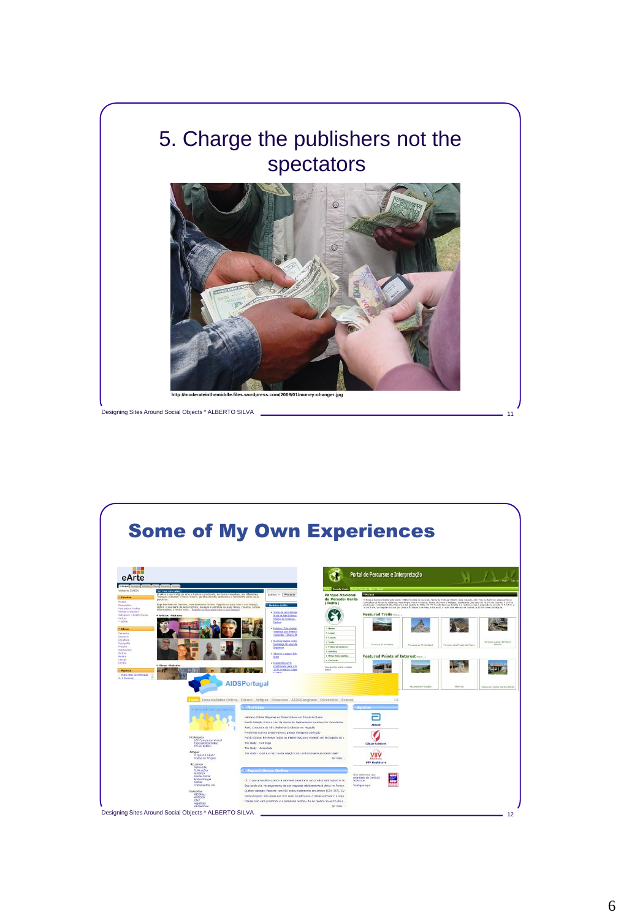# 5. Charge the publishers not the spectators

http://moderateinthemiddle.files.wordpress.com/2009/01/money-changer.jpg

Designing Sites Around Social Objects * ALBERTO SILVA

# Some of My Own Experiences

Designing Sites Around Social Objects * ALBERTO SILVA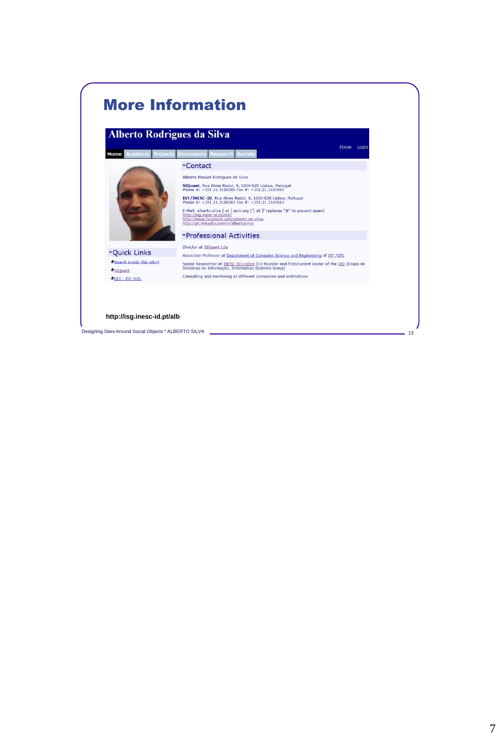# More Information

## Alberto Rodrigues da Silva

Home | Login

Home | Academic | Projects | Documents | Research | Society

### Contact

Alberto Manuel Rodrigues da Silva

**SIQuant**, Rua Alves Redol, 9, 1000-029 Lisboa, Portugal
Phone #: +351.21.3100300 Fax #: +351.21.3145843

**IST/INESC-ID**, Rua Alves Redol, 9, 1000-029 Lisboa, Portugal
Phone #: +351.21.3100307 Fax #: +351.21.3145843

E-Mail: alberto.silva [ at ] acm.org ("[ at ]" replaces "@" to prevent spam)
http://isg.inesc-id.pt/alb/
http://www.facebook.com/alberto.mr.silva
http://pt.linkedin.com/in/albertosilva

### Professional Activities

Director at SIQuant Lda

Associate Professor at Department of Computer Science and Engineering of IST /UTL

Senior Researcher at INESC-ID Lisboa [Co-founder and first/current leader of the GSI (Grupo de Sistemas de Informação, Information Systems Group)

Consulting and mentoring at different companies and institutions

### Quick Links

- Search inside this site!!
- SIQuant
- DEI - IST /UTL

**http://isg.inesc-id.pt/alb**